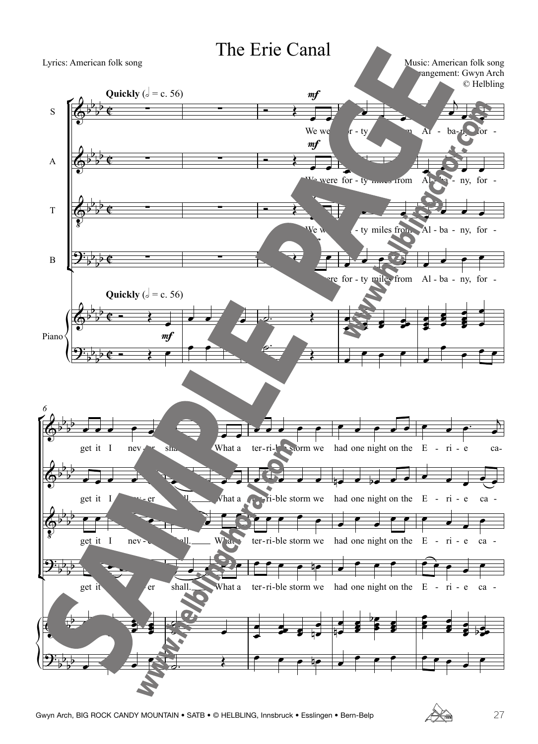# The Erie Canal

Lyrics: American folk song

Music: American folk song
Arrangement: Gwyn Arch
© Helbling

**Quickly** (𝅗𝅥 = c. 56)

S / A / T / B

*mf*

We were for - ty miles from Al - ba - ny, for - get it I nev - er shall. What a ter - ri - ble storm we had one night on the E - ri - e ca -

Piano

**Quickly** (𝅗𝅥 = c. 56)

*mf*

SAMPLE PAGE

www.helblingchoral.com

Gwyn Arch, BIG ROCK CANDY MOUNTAIN • SATB • © HELBLING, Innsbruck • Esslingen • Bern-Belp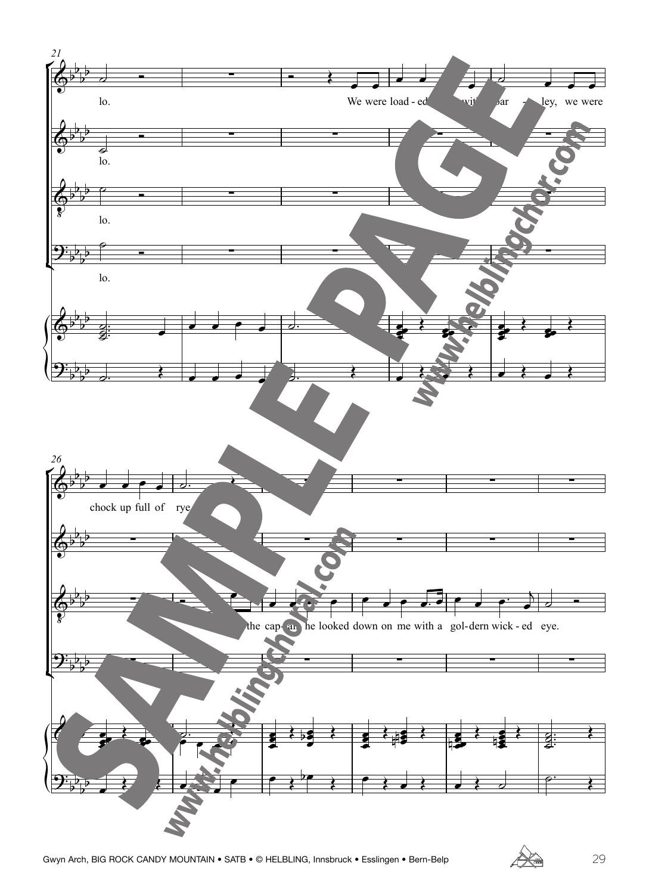21

lo. We were load - ed with bar - ley, we were

lo.

lo.

lo.

26

chock up full of rye

the cap - tain he looked down on me with a gol - dern wick - ed eye.

SAMPLE PAGE

www.helblingchoral.com

www.helblingchor.com

Gwyn Arch, BIG ROCK CANDY MOUNTAIN • SATB • © HELBLING, Innsbruck • Esslingen • Bern-Belp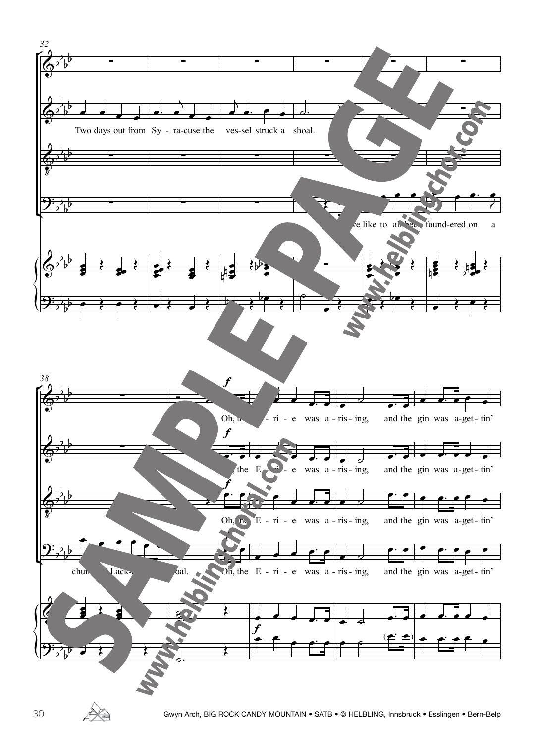32

Two days out from Sy - ra-cuse the ves-sel struck a shoal.

...we like to all been found-ered on a

38

*f*

Oh, the E - ri - e was a - ris - ing, and the gin was a - get - tin'

*f*

Oh, the E - ri - e was a - ris - ing, and the gin was a - get - tin'

*f*

Oh, the E - ri - e was a - ris - ing, and the gin was a - get - tin'

chunk... Lack-... shoal. Oh, the E - ri - e was a - ris - ing, and the gin was a - get - tin'

*f*

Gwyn Arch, BIG ROCK CANDY MOUNTAIN • SATB • © HELBLING, Innsbruck • Esslingen • Bern-Belp

SAMPLE PAGE

www.helblingchoral.com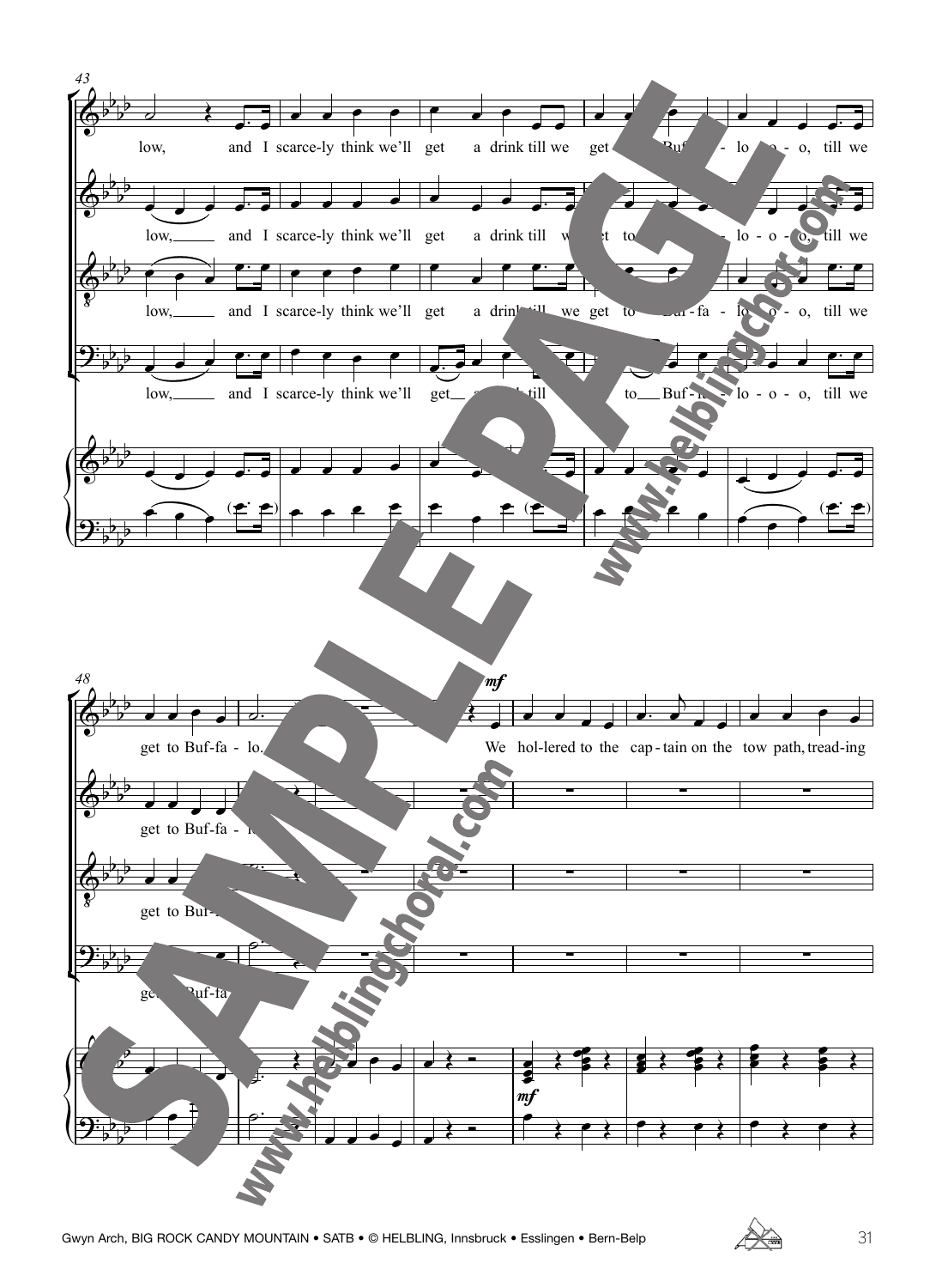43

low, and I scarce-ly think we'll get a drink till we get to Buf-fa - lo - o - o, till we

low, and I scarce-ly think we'll get a drink till we get to Buf-fa - lo - o - o, till we

low, and I scarce-ly think we'll get a drink till we get to Buf-fa - lo - o - o, till we

low, and I scarce-ly think we'll get a drink till we get to Buf-fa - lo - o - o, till we

48

get to Buf-fa - lo. *mf* We hol-lered to the cap-tain on the tow path, tread-ing

get to Buf-fa - lo.

get to Buf-fa - lo.

get to Buf-fa - lo.

*mf*

Gwyn Arch, BIG ROCK CANDY MOUNTAIN • SATB • © HELBLING, Innsbruck • Esslingen • Bern-Belp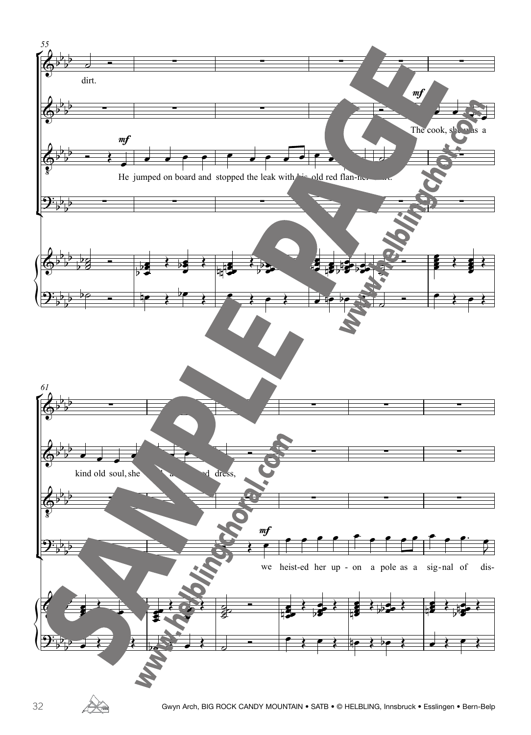55

dirt.

*mf*

The cook, she was a

*mf*

He jumped on board and stopped the leak with his old red flan-nel shirt.

61

kind old soul, she ... a ... ed dress,

*mf*

we heist-ed her up - on a pole as a sig-nal of dis-

SAMPLE PAGE

www.helblingchoral.com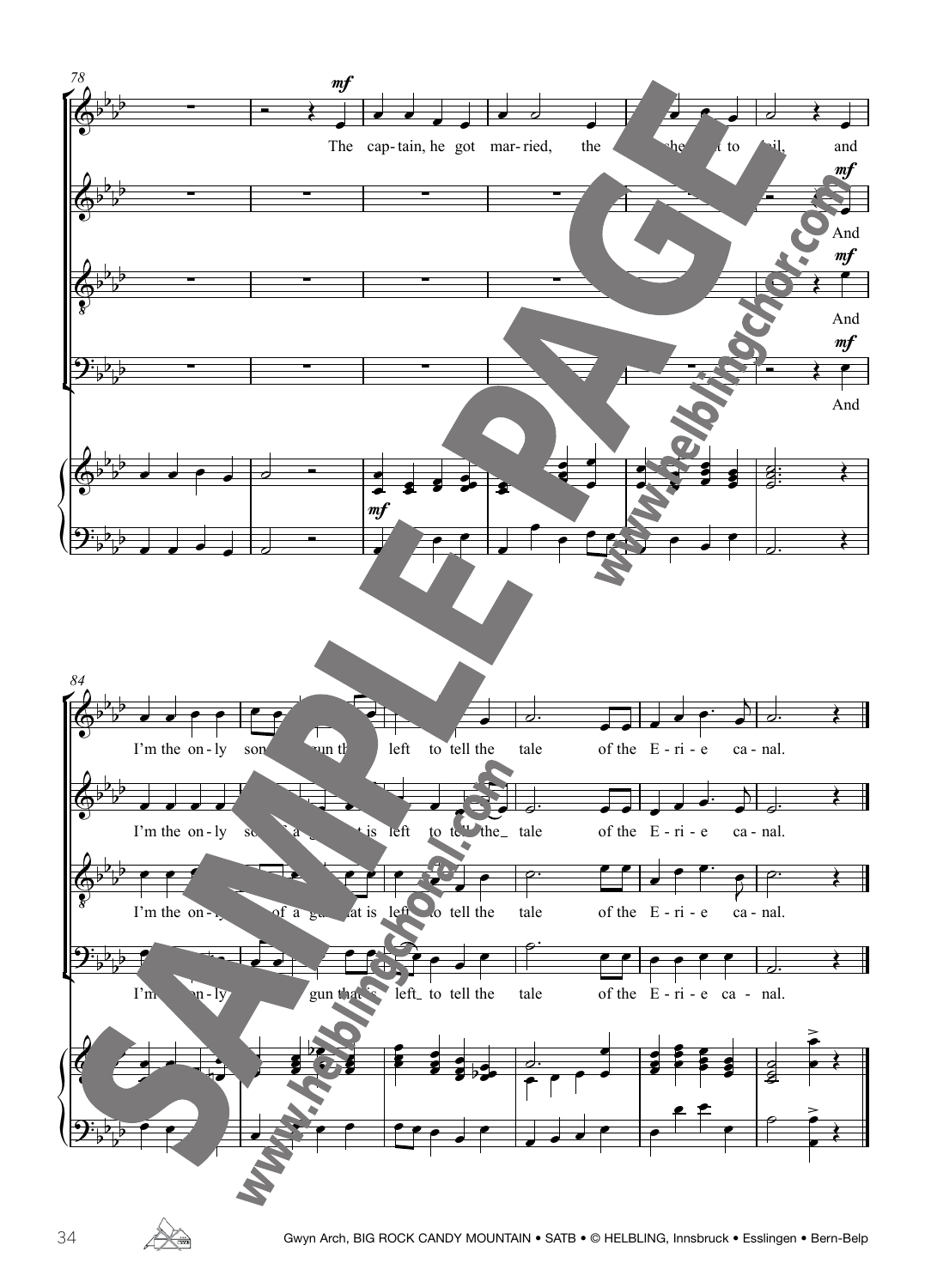The cap-tain, he got mar-ried, the cook, she went to jail, and

And

And

And

I'm the on-ly son of a gun that is left to tell the tale of the E-ri-e ca-nal.

I'm the on-ly son of a gun that is left to tell the_ tale of the E-ri-e ca-nal.

I'm the on-ly son of a gun that is left to tell the tale of the E-ri-e ca-nal.

I'm the on-ly son of a gun that is left_ to tell the tale of the E-ri-e ca-nal.